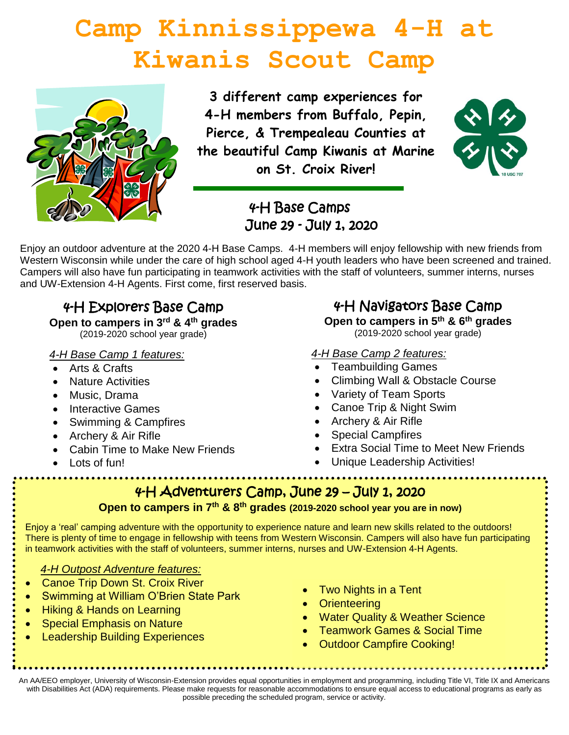# Camp Kinnissippewa 4-H at Kiwanis Scout Camp

**3 different camp experiences for 4-H members from Buffalo, Pepin, Pierce, & Trempealeau Counties at the beautiful Camp Kiwanis at Marine on St. Croix River!**

## 4-H Base Camps
## June 29 - July 1, 2020

Enjoy an outdoor adventure at the 2020 4-H Base Camps. 4-H members will enjoy fellowship with new friends from Western Wisconsin while under the care of high school aged 4-H youth leaders who have been screened and trained. Campers will also have fun participating in teamwork activities with the staff of volunteers, summer interns, nurses and UW-Extension 4-H Agents. First come, first reserved basis.

### 4-H Explorers Base Camp

**Open to campers in 3rd & 4th grades**
(2019-2020 school year grade)

*4-H Base Camp 1 features:*

- Arts & Crafts
- Nature Activities
- Music, Drama
- Interactive Games
- Swimming & Campfires
- Archery & Air Rifle
- Cabin Time to Make New Friends
- Lots of fun!

### 4-H Navigators Base Camp

**Open to campers in 5th & 6th grades**
(2019-2020 school year grade)

*4-H Base Camp 2 features:*

- Teambuilding Games
- Climbing Wall & Obstacle Course
- Variety of Team Sports
- Canoe Trip & Night Swim
- Archery & Air Rifle
- Special Campfires
- Extra Social Time to Meet New Friends
- Unique Leadership Activities!

### 4-H Adventurers Camp, June 29 – July 1, 2020

**Open to campers in 7th & 8th grades (2019-2020 school year you are in now)**

Enjoy a 'real' camping adventure with the opportunity to experience nature and learn new skills related to the outdoors! There is plenty of time to engage in fellowship with teens from Western Wisconsin. Campers will also have fun participating in teamwork activities with the staff of volunteers, summer interns, nurses and UW-Extension 4-H Agents.

*4-H Outpost Adventure features:*

- Canoe Trip Down St. Croix River
- Swimming at William O'Brien State Park
- Hiking & Hands on Learning
- Special Emphasis on Nature
- Leadership Building Experiences
- Two Nights in a Tent
- Orienteering
- Water Quality & Weather Science
- Teamwork Games & Social Time
- Outdoor Campfire Cooking!

An AA/EEO employer, University of Wisconsin-Extension provides equal opportunities in employment and programming, including Title VI, Title IX and Americans with Disabilities Act (ADA) requirements. Please make requests for reasonable accommodations to ensure equal access to educational programs as early as possible preceding the scheduled program, service or activity.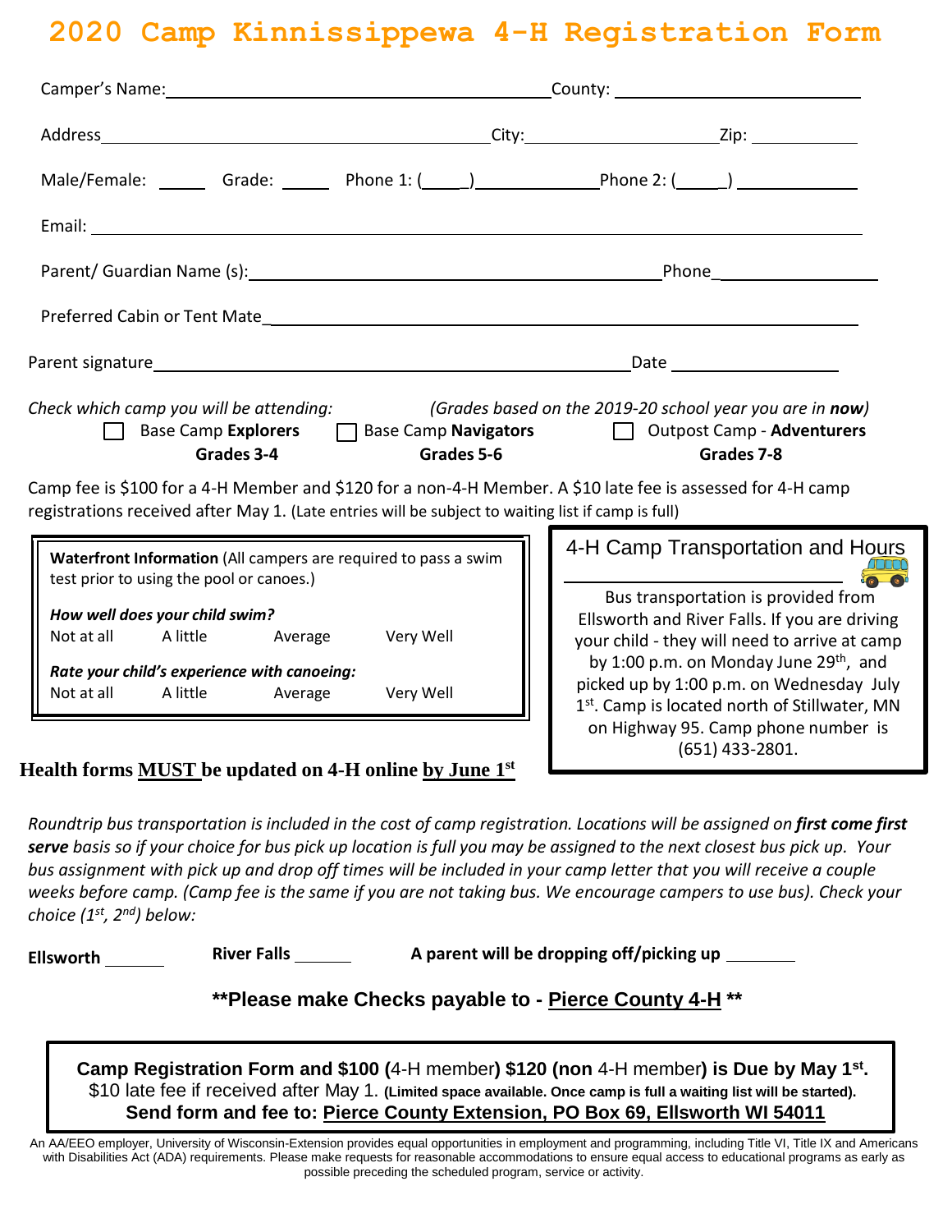# 2020 Camp Kinnissippewa 4-H Registration Form

Camper's Name: ______________________________ County: ____________________

Address ______________________________ City: ____________________ Zip: __________

Male/Female: _____ Grade: _____ Phone 1: (____) ____________ Phone 2: (____) ____________

Email: ______________________________________________________________

Parent/ Guardian Name (s): ______________________________ Phone ____________________

Preferred Cabin or Tent Mate ______________________________________________

Parent signature ______________________________ Date ____________________

*Check which camp you will be attending:* *(Grades based on the 2019-20 school year you are in **now**)*

- ☐ Base Camp **Explorers** — **Grades 3-4**
- ☐ Base Camp **Navigators** — **Grades 5-6**
- ☐ Outpost Camp - **Adventurers** — **Grades 7-8**

Camp fee is $100 for a 4-H Member and $120 for a non-4-H Member. A $10 late fee is assessed for 4-H camp registrations received after May 1. (Late entries will be subject to waiting list if camp is full)

**Waterfront Information** (All campers are required to pass a swim test prior to using the pool or canoes.)

***How well does your child swim?***

Not at all A little Average Very Well

***Rate your child's experience with canoeing:***

Not at all A little Average Very Well

## 4-H Camp Transportation and Hours

Bus transportation is provided from Ellsworth and River Falls. If you are driving your child - they will need to arrive at camp by 1:00 p.m. on Monday June 29th, and picked up by 1:00 p.m. on Wednesday July 1st. Camp is located north of Stillwater, MN on Highway 95. Camp phone number is (651) 433-2801.

**Health forms MUST be updated on 4-H online by June 1st**

*Roundtrip bus transportation is included in the cost of camp registration. Locations will be assigned on **first come first serve** basis so if your choice for bus pick up location is full you may be assigned to the next closest bus pick up. Your bus assignment with pick up and drop off times will be included in your camp letter that you will receive a couple weeks before camp. (Camp fee is the same if you are not taking bus. We encourage campers to use bus). Check your choice (1st, 2nd) below:*

**Ellsworth** ______ **River Falls** ______ **A parent will be dropping off/picking up** ______

****Please make Checks payable to - Pierce County 4-H ****

**Camp Registration Form and $100 (**4-H member**) $120 (non** 4-H member**) is Due by May 1st.**
$10 late fee if received after May 1. **(Limited space available. Once camp is full a waiting list will be started).**
**Send form and fee to: Pierce County Extension, PO Box 69, Ellsworth WI 54011**

An AA/EEO employer, University of Wisconsin-Extension provides equal opportunities in employment and programming, including Title VI, Title IX and Americans with Disabilities Act (ADA) requirements. Please make requests for reasonable accommodations to ensure equal access to educational programs as early as possible preceding the scheduled program, service or activity.